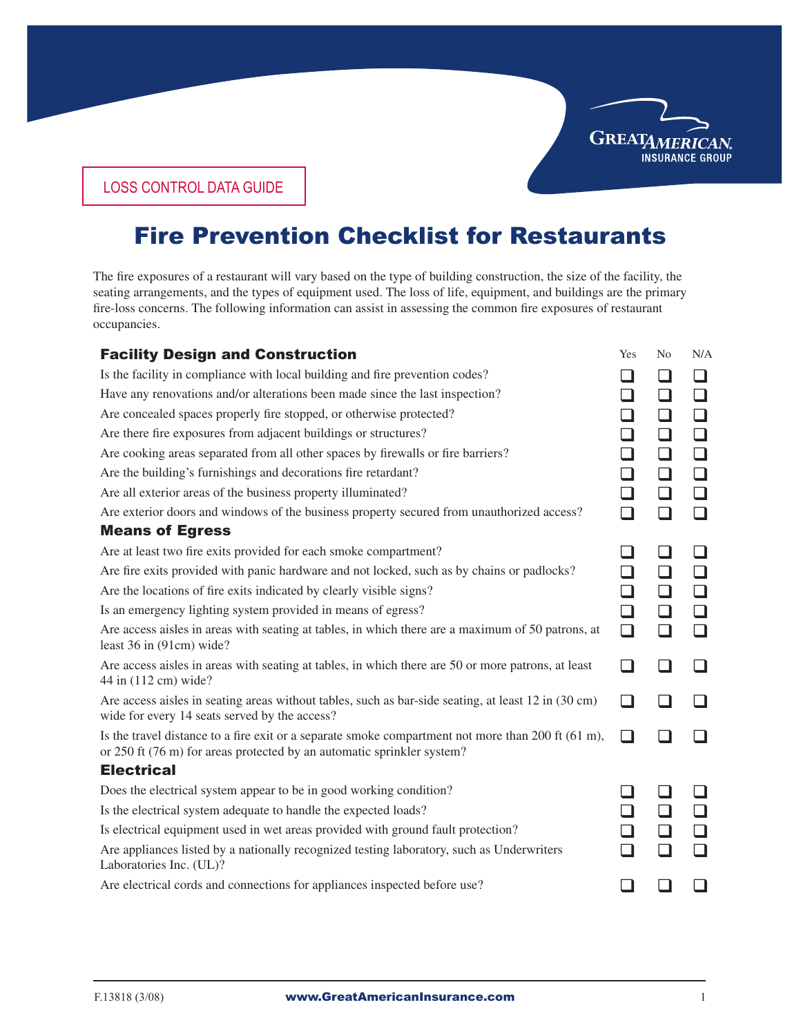LOSS CONTROL DATA GUIDE

# Fire Prevention Checklist for Restaurants

The fire exposures of a restaurant will vary based on the type of building construction, the size of the facility, the seating arrangements, and the types of equipment used. The loss of life, equipment, and buildings are the primary fire-loss concerns. The following information can assist in assessing the common fire exposures of restaurant occupancies.

| Facility Design and Construction | Yes | No | N/A |
| --- | --- | --- | --- |
| Is the facility in compliance with local building and fire prevention codes? | ☐ | ☐ | ☐ |
| Have any renovations and/or alterations been made since the last inspection? | ☐ | ☐ | ☐ |
| Are concealed spaces properly fire stopped, or otherwise protected? | ☐ | ☐ | ☐ |
| Are there fire exposures from adjacent buildings or structures? | ☐ | ☐ | ☐ |
| Are cooking areas separated from all other spaces by firewalls or fire barriers? | ☐ | ☐ | ☐ |
| Are the building's furnishings and decorations fire retardant? | ☐ | ☐ | ☐ |
| Are all exterior areas of the business property illuminated? | ☐ | ☐ | ☐ |
| Are exterior doors and windows of the business property secured from unauthorized access? | ☐ | ☐ | ☐ |
| **Means of Egress** | | | |
| Are at least two fire exits provided for each smoke compartment? | ☐ | ☐ | ☐ |
| Are fire exits provided with panic hardware and not locked, such as by chains or padlocks? | ☐ | ☐ | ☐ |
| Are the locations of fire exits indicated by clearly visible signs? | ☐ | ☐ | ☐ |
| Is an emergency lighting system provided in means of egress? | ☐ | ☐ | ☐ |
| Are access aisles in areas with seating at tables, in which there are a maximum of 50 patrons, at least 36 in (91cm) wide? | ☐ | ☐ | ☐ |
| Are access aisles in areas with seating at tables, in which there are 50 or more patrons, at least 44 in (112 cm) wide? | ☐ | ☐ | ☐ |
| Are access aisles in seating areas without tables, such as bar-side seating, at least 12 in (30 cm) wide for every 14 seats served by the access? | ☐ | ☐ | ☐ |
| Is the travel distance to a fire exit or a separate smoke compartment not more than 200 ft (61 m), or 250 ft (76 m) for areas protected by an automatic sprinkler system? | ☐ | ☐ | ☐ |
| **Electrical** | | | |
| Does the electrical system appear to be in good working condition? | ☐ | ☐ | ☐ |
| Is the electrical system adequate to handle the expected loads? | ☐ | ☐ | ☐ |
| Is electrical equipment used in wet areas provided with ground fault protection? | ☐ | ☐ | ☐ |
| Are appliances listed by a nationally recognized testing laboratory, such as Underwriters Laboratories Inc. (UL)? | ☐ | ☐ | ☐ |
| Are electrical cords and connections for appliances inspected before use? | ☐ | ☐ | ☐ |

F.13818 (3/08) www.GreatAmericanInsurance.com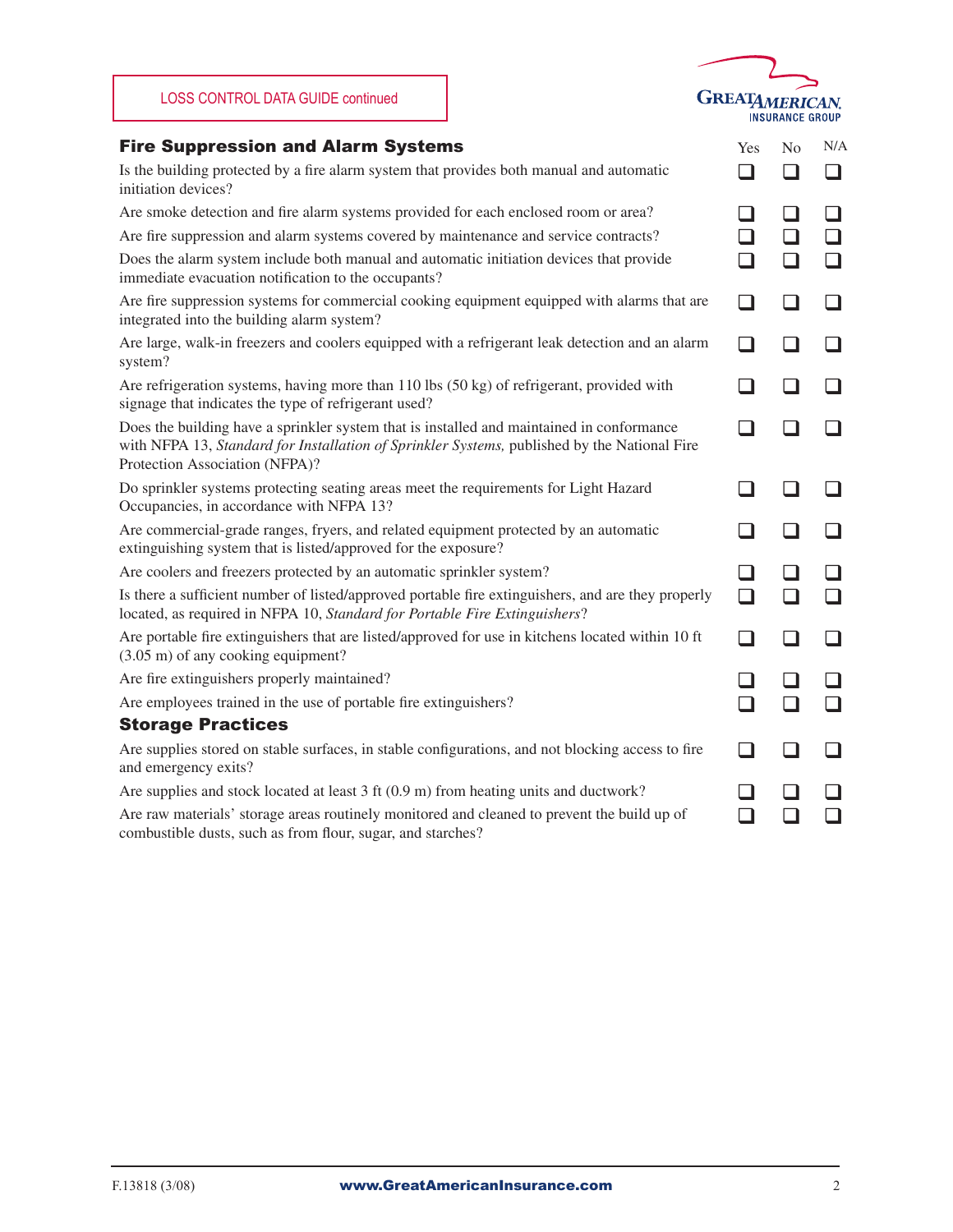## Fire Suppression and Alarm Systems

| | Yes | No | N/A |
|---|---|---|---|
| Is the building protected by a fire alarm system that provides both manual and automatic initiation devices? | ❑ | ❑ | ❑ |
| Are smoke detection and fire alarm systems provided for each enclosed room or area? | ❑ | ❑ | ❑ |
| Are fire suppression and alarm systems covered by maintenance and service contracts? | ❑ | ❑ | ❑ |
| Does the alarm system include both manual and automatic initiation devices that provide immediate evacuation notification to the occupants? | ❑ | ❑ | ❑ |
| Are fire suppression systems for commercial cooking equipment equipped with alarms that are integrated into the building alarm system? | ❑ | ❑ | ❑ |
| Are large, walk-in freezers and coolers equipped with a refrigerant leak detection and an alarm system? | ❑ | ❑ | ❑ |
| Are refrigeration systems, having more than 110 lbs (50 kg) of refrigerant, provided with signage that indicates the type of refrigerant used? | ❑ | ❑ | ❑ |
| Does the building have a sprinkler system that is installed and maintained in conformance with NFPA 13, *Standard for Installation of Sprinkler Systems,* published by the National Fire Protection Association (NFPA)? | ❑ | ❑ | ❑ |
| Do sprinkler systems protecting seating areas meet the requirements for Light Hazard Occupancies, in accordance with NFPA 13? | ❑ | ❑ | ❑ |
| Are commercial-grade ranges, fryers, and related equipment protected by an automatic extinguishing system that is listed/approved for the exposure? | ❑ | ❑ | ❑ |
| Are coolers and freezers protected by an automatic sprinkler system? | ❑ | ❑ | ❑ |
| Is there a sufficient number of listed/approved portable fire extinguishers, and are they properly located, as required in NFPA 10, *Standard for Portable Fire Extinguishers*? | ❑ | ❑ | ❑ |
| Are portable fire extinguishers that are listed/approved for use in kitchens located within 10 ft (3.05 m) of any cooking equipment? | ❑ | ❑ | ❑ |
| Are fire extinguishers properly maintained? | ❑ | ❑ | ❑ |
| Are employees trained in the use of portable fire extinguishers? | ❑ | ❑ | ❑ |

## Storage Practices

| | Yes | No | N/A |
|---|---|---|---|
| Are supplies stored on stable surfaces, in stable configurations, and not blocking access to fire and emergency exits? | ❑ | ❑ | ❑ |
| Are supplies and stock located at least 3 ft (0.9 m) from heating units and ductwork? | ❑ | ❑ | ❑ |
| Are raw materials' storage areas routinely monitored and cleaned to prevent the build up of combustible dusts, such as from flour, sugar, and starches? | ❑ | ❑ | ❑ |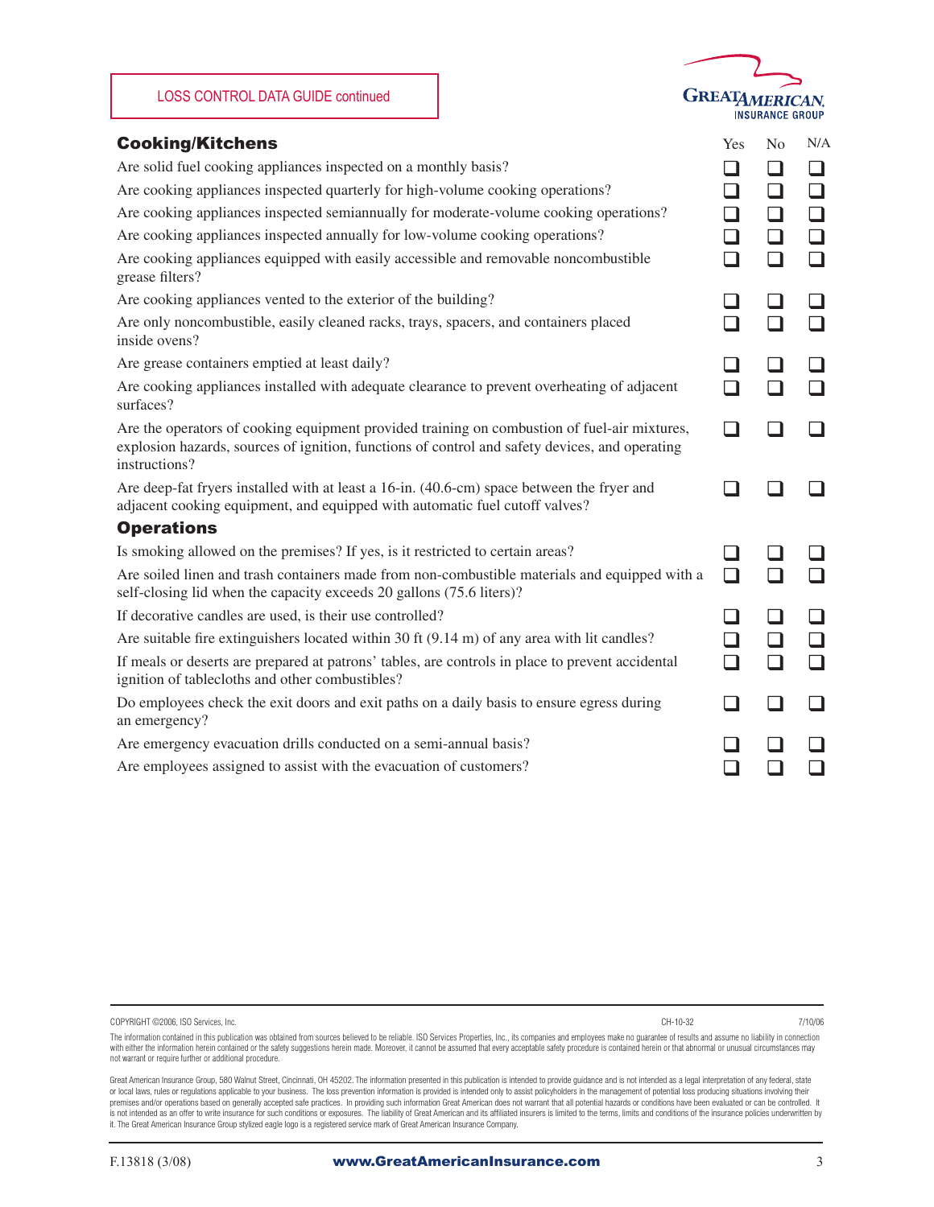LOSS CONTROL DATA GUIDE continued

## Cooking/Kitchens

| | Yes | No | N/A |
|---|---|---|---|
| Are solid fuel cooking appliances inspected on a monthly basis? | ❑ | ❑ | ❑ |
| Are cooking appliances inspected quarterly for high-volume cooking operations? | ❑ | ❑ | ❑ |
| Are cooking appliances inspected semiannually for moderate-volume cooking operations? | ❑ | ❑ | ❑ |
| Are cooking appliances inspected annually for low-volume cooking operations? | ❑ | ❑ | ❑ |
| Are cooking appliances equipped with easily accessible and removable noncombustible grease filters? | ❑ | ❑ | ❑ |
| Are cooking appliances vented to the exterior of the building? | ❑ | ❑ | ❑ |
| Are only noncombustible, easily cleaned racks, trays, spacers, and containers placed inside ovens? | ❑ | ❑ | ❑ |
| Are grease containers emptied at least daily? | ❑ | ❑ | ❑ |
| Are cooking appliances installed with adequate clearance to prevent overheating of adjacent surfaces? | ❑ | ❑ | ❑ |
| Are the operators of cooking equipment provided training on combustion of fuel-air mixtures, explosion hazards, sources of ignition, functions of control and safety devices, and operating instructions? | ❑ | ❑ | ❑ |
| Are deep-fat fryers installed with at least a 16-in. (40.6-cm) space between the fryer and adjacent cooking equipment, and equipped with automatic fuel cutoff valves? | ❑ | ❑ | ❑ |

## Operations

| | Yes | No | N/A |
|---|---|---|---|
| Is smoking allowed on the premises? If yes, is it restricted to certain areas? | ❑ | ❑ | ❑ |
| Are soiled linen and trash containers made from non-combustible materials and equipped with a self-closing lid when the capacity exceeds 20 gallons (75.6 liters)? | ❑ | ❑ | ❑ |
| If decorative candles are used, is their use controlled? | ❑ | ❑ | ❑ |
| Are suitable fire extinguishers located within 30 ft (9.14 m) of any area with lit candles? | ❑ | ❑ | ❑ |
| If meals or deserts are prepared at patrons' tables, are controls in place to prevent accidental ignition of tablecloths and other combustibles? | ❑ | ❑ | ❑ |
| Do employees check the exit doors and exit paths on a daily basis to ensure egress during an emergency? | ❑ | ❑ | ❑ |
| Are emergency evacuation drills conducted on a semi-annual basis? | ❑ | ❑ | ❑ |
| Are employees assigned to assist with the evacuation of customers? | ❑ | ❑ | ❑ |

COPYRIGHT ©2006, ISO Services, Inc. CH-10-32 7/10/06

The information contained in this publication was obtained from sources believed to be reliable. ISO Services Properties, Inc., its companies and employees make no guarantee of results and assume no liability in connection with either the information herein contained or the safety suggestions herein made. Moreover, it cannot be assumed that every acceptable safety procedure is contained herein or that abnormal or unusual circumstances may not warrant or require further or additional procedure.

Great American Insurance Group, 580 Walnut Street, Cincinnati, OH 45202. The information presented in this publication is intended to provide guidance and is not intended as a legal interpretation of any federal, state or local laws, rules or regulations applicable to your business. The loss prevention information is provided is intended only to assist policyholders in the management of potential loss producing situations involving their premises and/or operations based on generally accepted safe practices. In providing such information Great American does not warrant that all potential hazards or conditions have been evaluated or can be controlled. It is not intended as an offer to write insurance for such conditions or exposures. The liability of Great American and its affiliated insurers is limited to the terms, limits and conditions of the insurance policies underwritten by it. The Great American Insurance Group stylized eagle logo is a registered service mark of Great American Insurance Company.

F.13818 (3/08) **www.GreatAmericanInsurance.com**